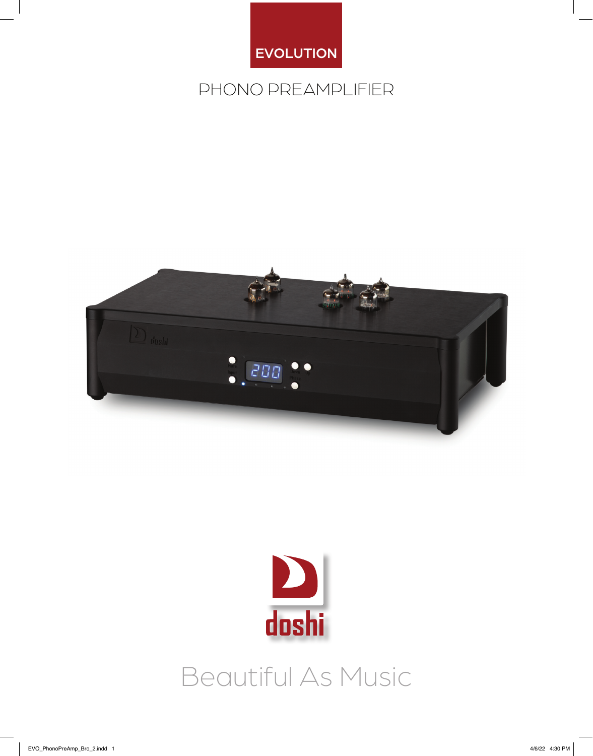# EVOLUTION

## PHONO PREAMPLIFIER

doshi

Beautiful As Music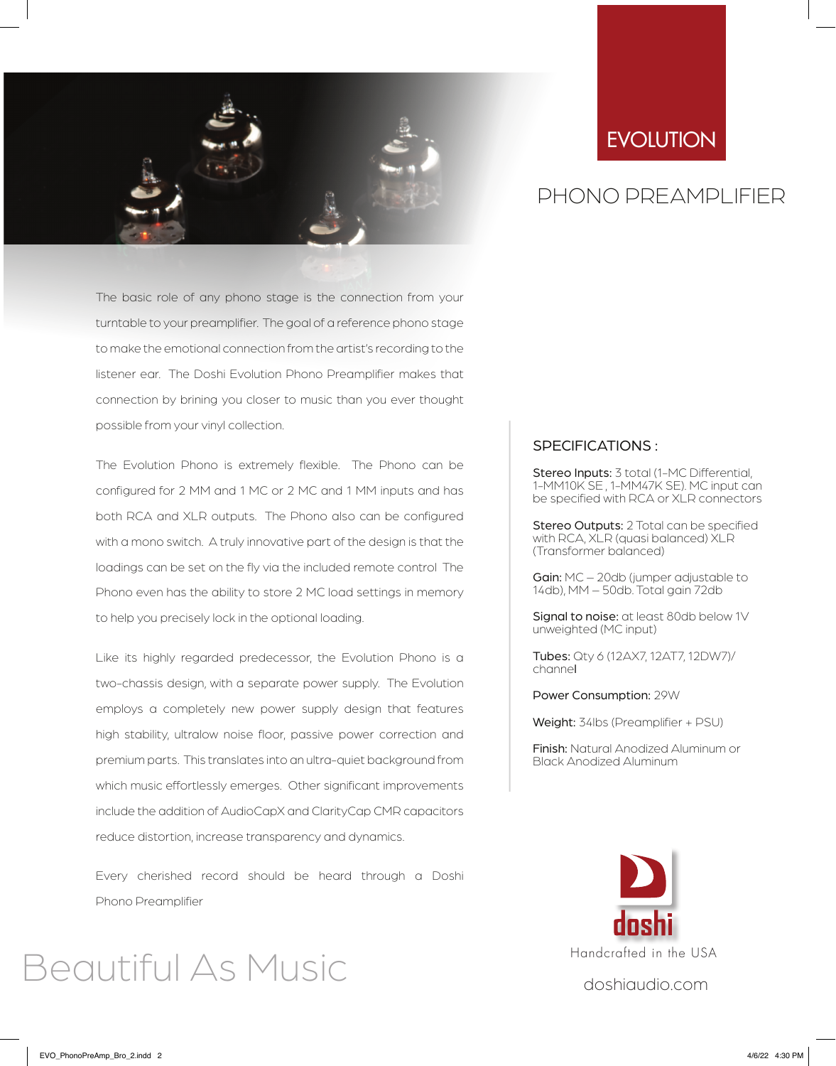# EVOLUTION

## PHONO PREAMPLIFIER

The basic role of any phono stage is the connection from your turntable to your preamplifier. The goal of a reference phono stage to make the emotional connection from the artist's recording to the listener ear. The Doshi Evolution Phono Preamplifier makes that connection by brining you closer to music than you ever thought possible from your vinyl collection.

The Evolution Phono is extremely flexible. The Phono can be configured for 2 MM and 1 MC or 2 MC and 1 MM inputs and has both RCA and XLR outputs. The Phono also can be configured with a mono switch. A truly innovative part of the design is that the loadings can be set on the fly via the included remote control The Phono even has the ability to store 2 MC load settings in memory to help you precisely lock in the optional loading.

Like its highly regarded predecessor, the Evolution Phono is a two-chassis design, with a separate power supply. The Evolution employs a completely new power supply design that features high stability, ultralow noise floor, passive power correction and premium parts. This translates into an ultra-quiet background from which music effortlessly emerges. Other significant improvements include the addition of AudioCapX and ClarityCap CMR capacitors reduce distortion, increase transparency and dynamics.

Every cherished record should be heard through a Doshi Phono Preamplifier

Beautiful As Music

### SPECIFICATIONS :

**Stereo Inputs:** 3 total (1-MC Differential, 1-MM10K SE , 1-MM47K SE). MC input can be specified with RCA or XLR connectors

**Stereo Outputs:** 2 Total can be specified with RCA, XLR (quasi balanced) XLR (Transformer balanced)

**Gain:** MC – 20db (jumper adjustable to 14db), MM – 50db. Total gain 72db

**Signal to noise:** at least 80db below 1V unweighted (MC input)

**Tubes:** Qty 6 (12AX7, 12AT7, 12DW7)/ channel

**Power Consumption:** 29W

**Weight:** 34lbs (Preamplifier + PSU)

**Finish:** Natural Anodized Aluminum or Black Anodized Aluminum

doshi

Handcrafted in the USA

doshiaudio.com